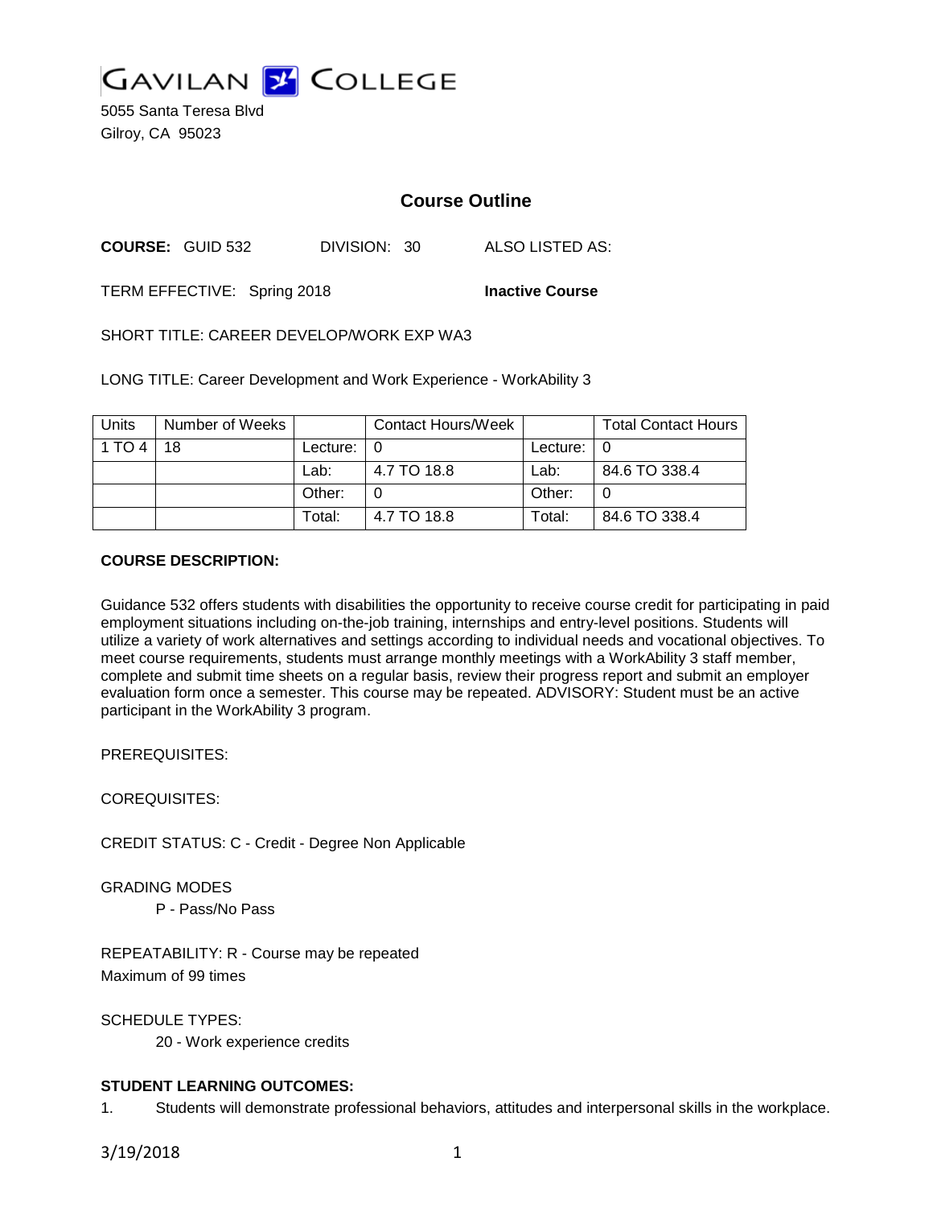# GAVILAN COLLEGE

5055 Santa Teresa Blvd
Gilroy, CA 95023

## Course Outline

**COURSE:** GUID 532 DIVISION: 30 ALSO LISTED AS:

TERM EFFECTIVE: Spring 2018 **Inactive Course**

SHORT TITLE: CAREER DEVELOP/WORK EXP WA3

LONG TITLE: Career Development and Work Experience - WorkAbility 3

| Units | Number of Weeks | | Contact Hours/Week | | Total Contact Hours |
|---|---|---|---|---|---|
| 1 TO 4 | 18 | Lecture: | 0 | Lecture: | 0 |
| | | Lab: | 4.7 TO 18.8 | Lab: | 84.6 TO 338.4 |
| | | Other: | 0 | Other: | 0 |
| | | Total: | 4.7 TO 18.8 | Total: | 84.6 TO 338.4 |

**COURSE DESCRIPTION:**

Guidance 532 offers students with disabilities the opportunity to receive course credit for participating in paid employment situations including on-the-job training, internships and entry-level positions. Students will utilize a variety of work alternatives and settings according to individual needs and vocational objectives. To meet course requirements, students must arrange monthly meetings with a WorkAbility 3 staff member, complete and submit time sheets on a regular basis, review their progress report and submit an employer evaluation form once a semester. This course may be repeated. ADVISORY: Student must be an active participant in the WorkAbility 3 program.

PREREQUISITES:

COREQUISITES:

CREDIT STATUS: C - Credit - Degree Non Applicable

GRADING MODES

P - Pass/No Pass

REPEATABILITY: R - Course may be repeated
Maximum of 99 times

SCHEDULE TYPES:

20 - Work experience credits

**STUDENT LEARNING OUTCOMES:**

1. Students will demonstrate professional behaviors, attitudes and interpersonal skills in the workplace.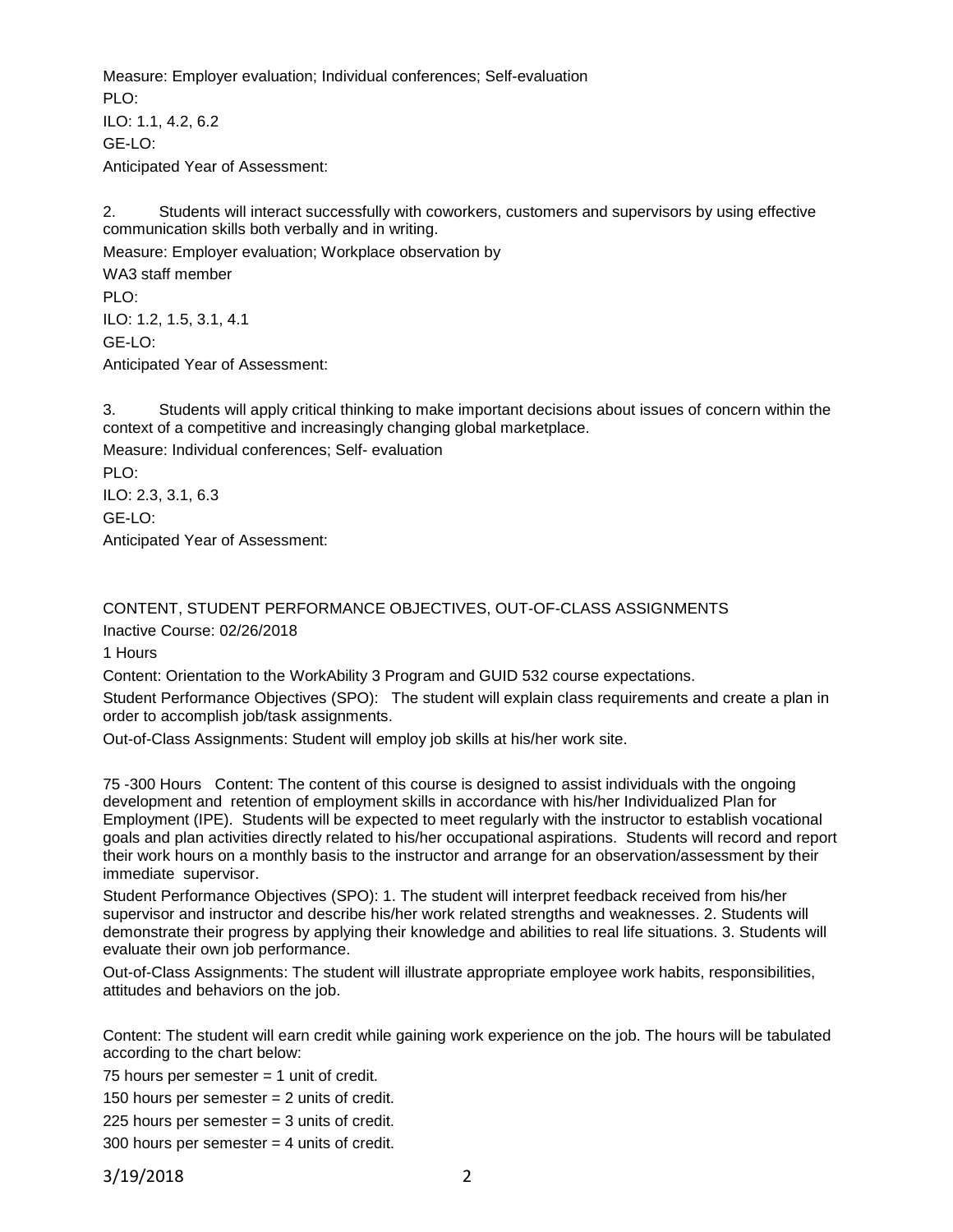Measure: Employer evaluation; Individual conferences; Self-evaluation

PLO:

ILO: 1.1, 4.2, 6.2

GE-LO:

Anticipated Year of Assessment:

2. Students will interact successfully with coworkers, customers and supervisors by using effective communication skills both verbally and in writing.

Measure: Employer evaluation; Workplace observation by WA3 staff member

PLO:

ILO: 1.2, 1.5, 3.1, 4.1

GE-LO:

Anticipated Year of Assessment:

3. Students will apply critical thinking to make important decisions about issues of concern within the context of a competitive and increasingly changing global marketplace.

Measure: Individual conferences; Self- evaluation

PLO:

ILO: 2.3, 3.1, 6.3

GE-LO:

Anticipated Year of Assessment:

CONTENT, STUDENT PERFORMANCE OBJECTIVES, OUT-OF-CLASS ASSIGNMENTS

Inactive Course: 02/26/2018

1 Hours

Content: Orientation to the WorkAbility 3 Program and GUID 532 course expectations.

Student Performance Objectives (SPO): The student will explain class requirements and create a plan in order to accomplish job/task assignments.

Out-of-Class Assignments: Student will employ job skills at his/her work site.

75 -300 Hours Content: The content of this course is designed to assist individuals with the ongoing development and retention of employment skills in accordance with his/her Individualized Plan for Employment (IPE). Students will be expected to meet regularly with the instructor to establish vocational goals and plan activities directly related to his/her occupational aspirations. Students will record and report their work hours on a monthly basis to the instructor and arrange for an observation/assessment by their immediate supervisor.

Student Performance Objectives (SPO): 1. The student will interpret feedback received from his/her supervisor and instructor and describe his/her work related strengths and weaknesses. 2. Students will demonstrate their progress by applying their knowledge and abilities to real life situations. 3. Students will evaluate their own job performance.

Out-of-Class Assignments: The student will illustrate appropriate employee work habits, responsibilities, attitudes and behaviors on the job.

Content: The student will earn credit while gaining work experience on the job. The hours will be tabulated according to the chart below:

75 hours per semester = 1 unit of credit.

150 hours per semester = 2 units of credit.

225 hours per semester = 3 units of credit.

300 hours per semester = 4 units of credit.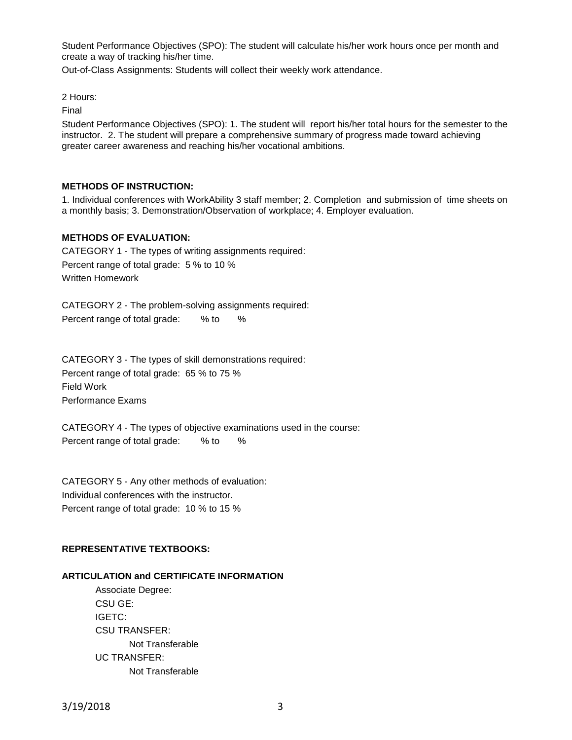Student Performance Objectives (SPO): The student will calculate his/her work hours once per month and create a way of tracking his/her time.

Out-of-Class Assignments: Students will collect their weekly work attendance.

2 Hours:

Final

Student Performance Objectives (SPO): 1. The student will report his/her total hours for the semester to the instructor. 2. The student will prepare a comprehensive summary of progress made toward achieving greater career awareness and reaching his/her vocational ambitions.

**METHODS OF INSTRUCTION:**

1. Individual conferences with WorkAbility 3 staff member; 2. Completion and submission of time sheets on a monthly basis; 3. Demonstration/Observation of workplace; 4. Employer evaluation.

**METHODS OF EVALUATION:**

CATEGORY 1 - The types of writing assignments required:
Percent range of total grade: 5 % to 10 %
Written Homework

CATEGORY 2 - The problem-solving assignments required:
Percent range of total grade: % to %

CATEGORY 3 - The types of skill demonstrations required:
Percent range of total grade: 65 % to 75 %
Field Work
Performance Exams

CATEGORY 4 - The types of objective examinations used in the course:
Percent range of total grade: % to %

CATEGORY 5 - Any other methods of evaluation:
Individual conferences with the instructor.
Percent range of total grade: 10 % to 15 %

**REPRESENTATIVE TEXTBOOKS:**

**ARTICULATION and CERTIFICATE INFORMATION**

Associate Degree:
CSU GE:
IGETC:
CSU TRANSFER:
Not Transferable
UC TRANSFER:
Not Transferable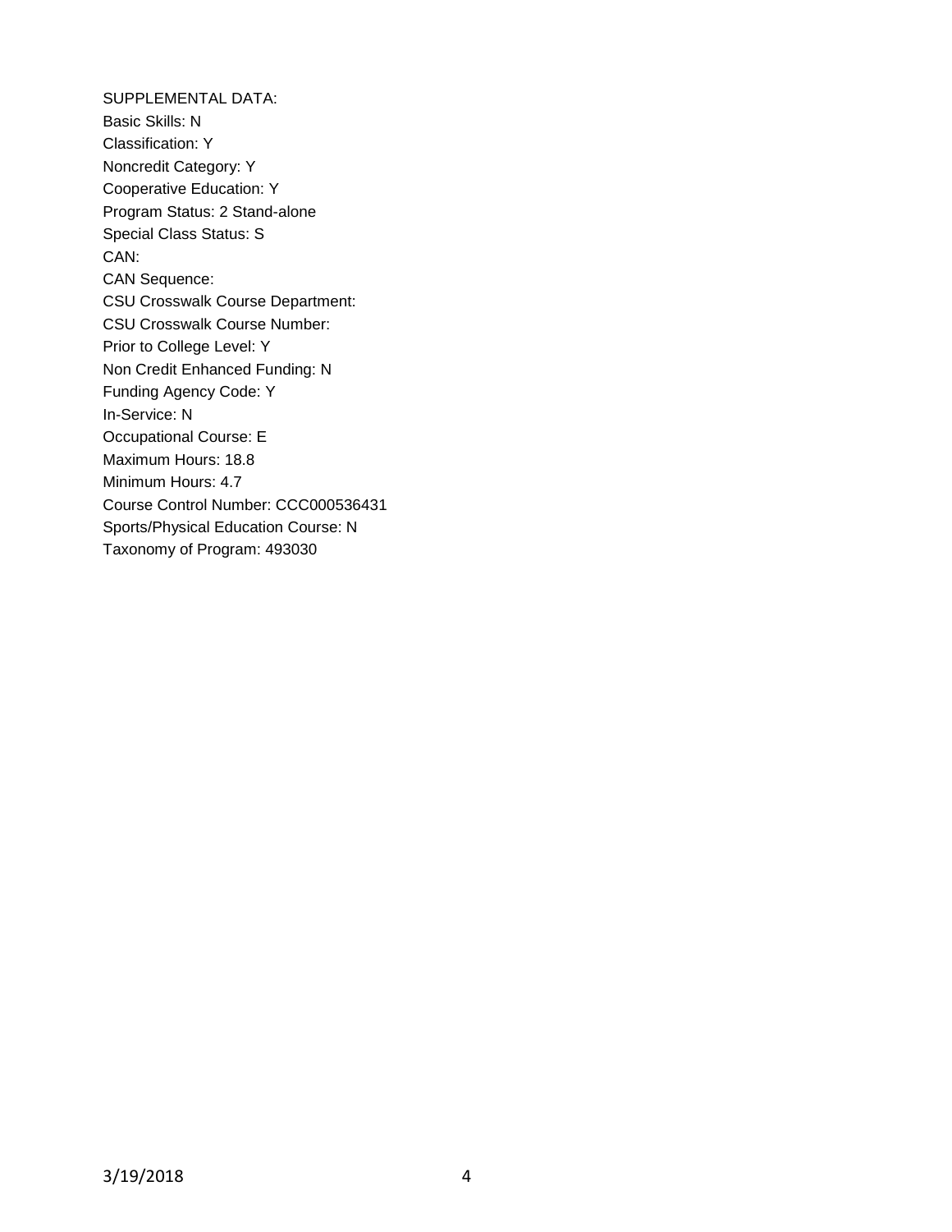SUPPLEMENTAL DATA:
Basic Skills: N
Classification: Y
Noncredit Category: Y
Cooperative Education: Y
Program Status: 2 Stand-alone
Special Class Status: S
CAN:
CAN Sequence:
CSU Crosswalk Course Department:
CSU Crosswalk Course Number:
Prior to College Level: Y
Non Credit Enhanced Funding: N
Funding Agency Code: Y
In-Service: N
Occupational Course: E
Maximum Hours: 18.8
Minimum Hours: 4.7
Course Control Number: CCC000536431
Sports/Physical Education Course: N
Taxonomy of Program: 493030